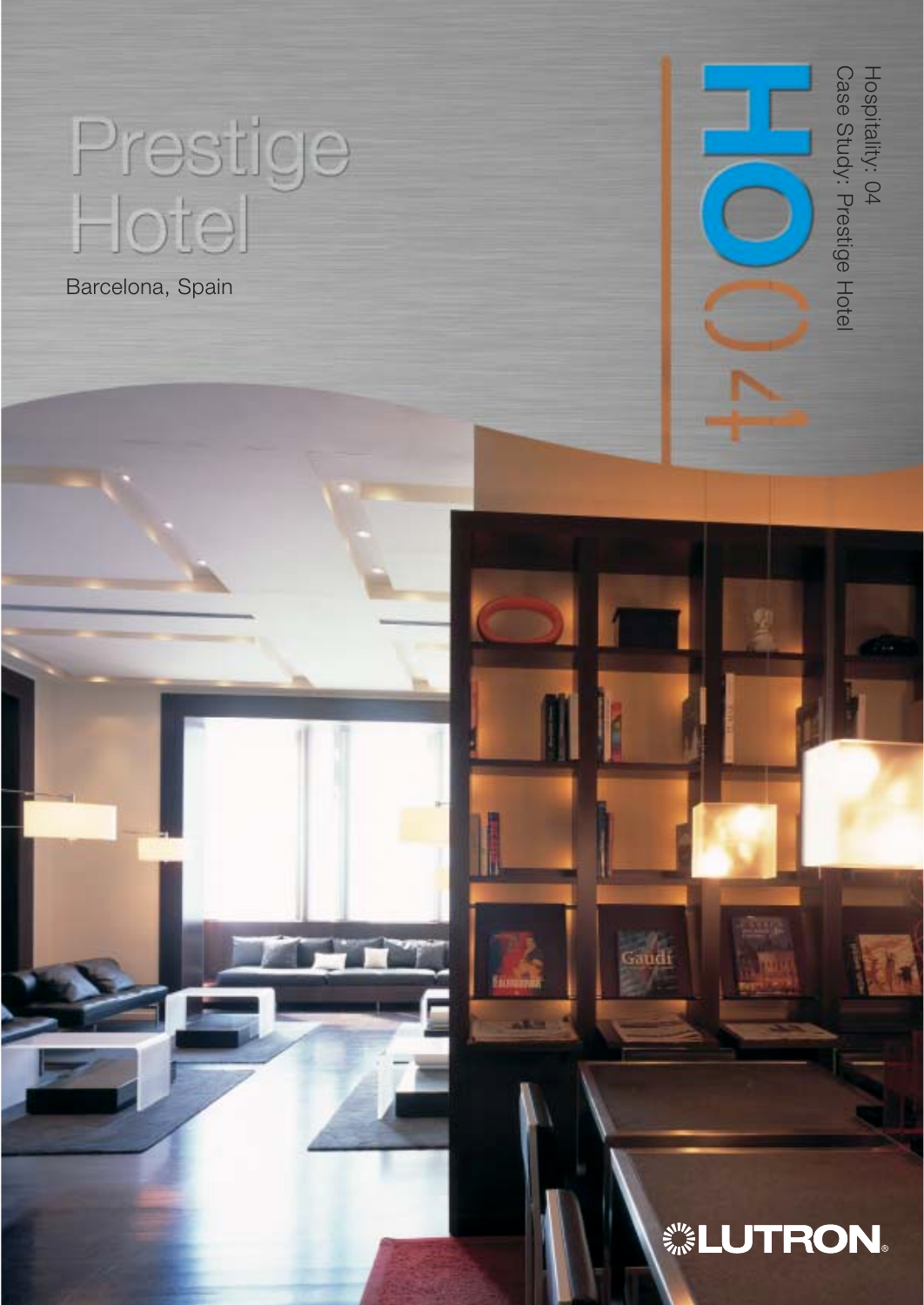# Prestige Hotel

Barcelona, Spain

Hospitality: 04
Case Study: Prestige Hotel

HO04

LUTRON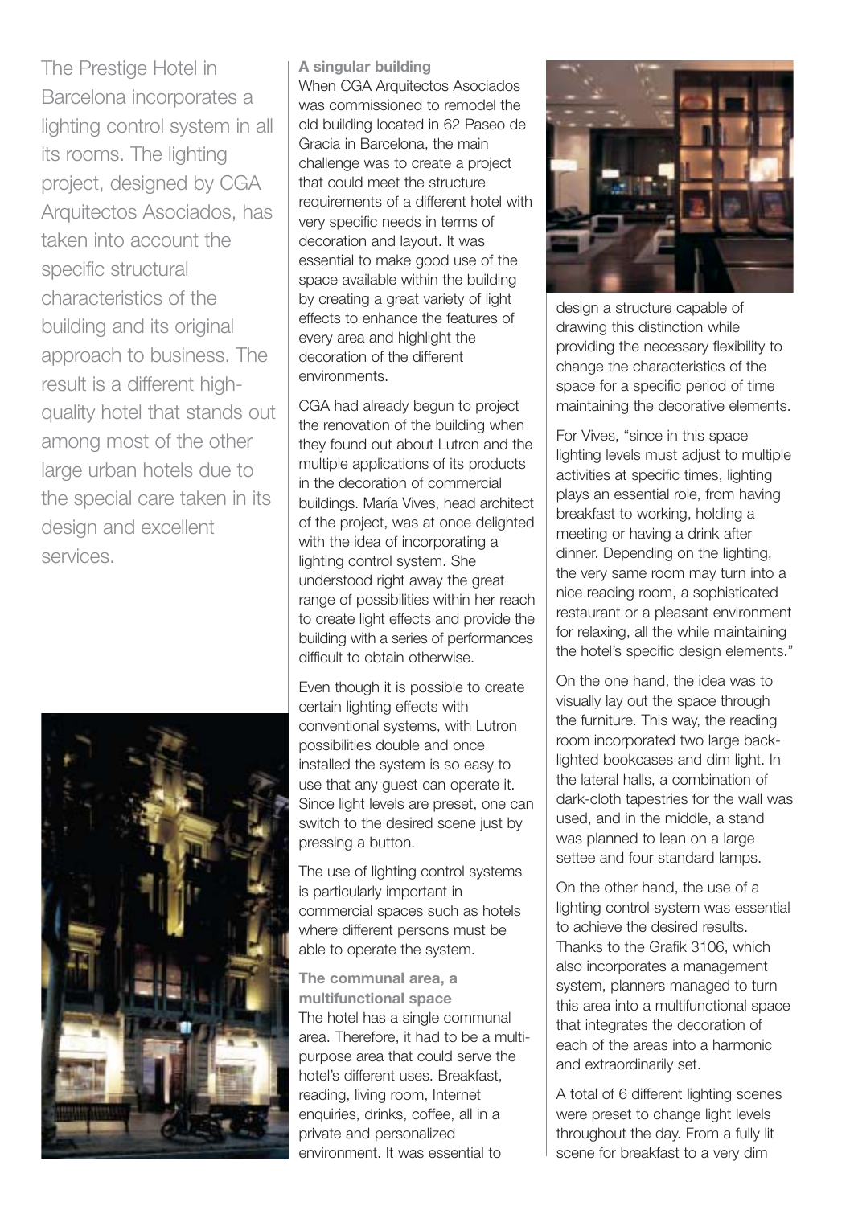The Prestige Hotel in Barcelona incorporates a lighting control system in all its rooms. The lighting project, designed by CGA Arquitectos Asociados, has taken into account the specific structural characteristics of the building and its original approach to business. The result is a different high-quality hotel that stands out among most of the other large urban hotels due to the special care taken in its design and excellent services.

### A singular building

When CGA Arquitectos Asociados was commissioned to remodel the old building located in 62 Paseo de Gracia in Barcelona, the main challenge was to create a project that could meet the structure requirements of a different hotel with very specific needs in terms of decoration and layout. It was essential to make good use of the space available within the building by creating a great variety of light effects to enhance the features of every area and highlight the decoration of the different environments.

CGA had already begun to project the renovation of the building when they found out about Lutron and the multiple applications of its products in the decoration of commercial buildings. María Vives, head architect of the project, was at once delighted with the idea of incorporating a lighting control system. She understood right away the great range of possibilities within her reach to create light effects and provide the building with a series of performances difficult to obtain otherwise.

Even though it is possible to create certain lighting effects with conventional systems, with Lutron possibilities double and once installed the system is so easy to use that any guest can operate it. Since light levels are preset, one can switch to the desired scene just by pressing a button.

The use of lighting control systems is particularly important in commercial spaces such as hotels where different persons must be able to operate the system.

### The communal area, a multifunctional space

The hotel has a single communal area. Therefore, it had to be a multi-purpose area that could serve the hotel's different uses. Breakfast, reading, living room, Internet enquiries, drinks, coffee, all in a private and personalized environment. It was essential to design a structure capable of drawing this distinction while providing the necessary flexibility to change the characteristics of the space for a specific period of time maintaining the decorative elements.

For Vives, "since in this space lighting levels must adjust to multiple activities at specific times, lighting plays an essential role, from having breakfast to working, holding a meeting or having a drink after dinner. Depending on the lighting, the very same room may turn into a nice reading room, a sophisticated restaurant or a pleasant environment for relaxing, all the while maintaining the hotel's specific design elements."

On the one hand, the idea was to visually lay out the space through the furniture. This way, the reading room incorporated two large back-lighted bookcases and dim light. In the lateral halls, a combination of dark-cloth tapestries for the wall was used, and in the middle, a stand was planned to lean on a large settee and four standard lamps.

On the other hand, the use of a lighting control system was essential to achieve the desired results. Thanks to the Grafik 3106, which also incorporates a management system, planners managed to turn this area into a multifunctional space that integrates the decoration of each of the areas into a harmonic and extraordinarily set.

A total of 6 different lighting scenes were preset to change light levels throughout the day. From a fully lit scene for breakfast to a very dim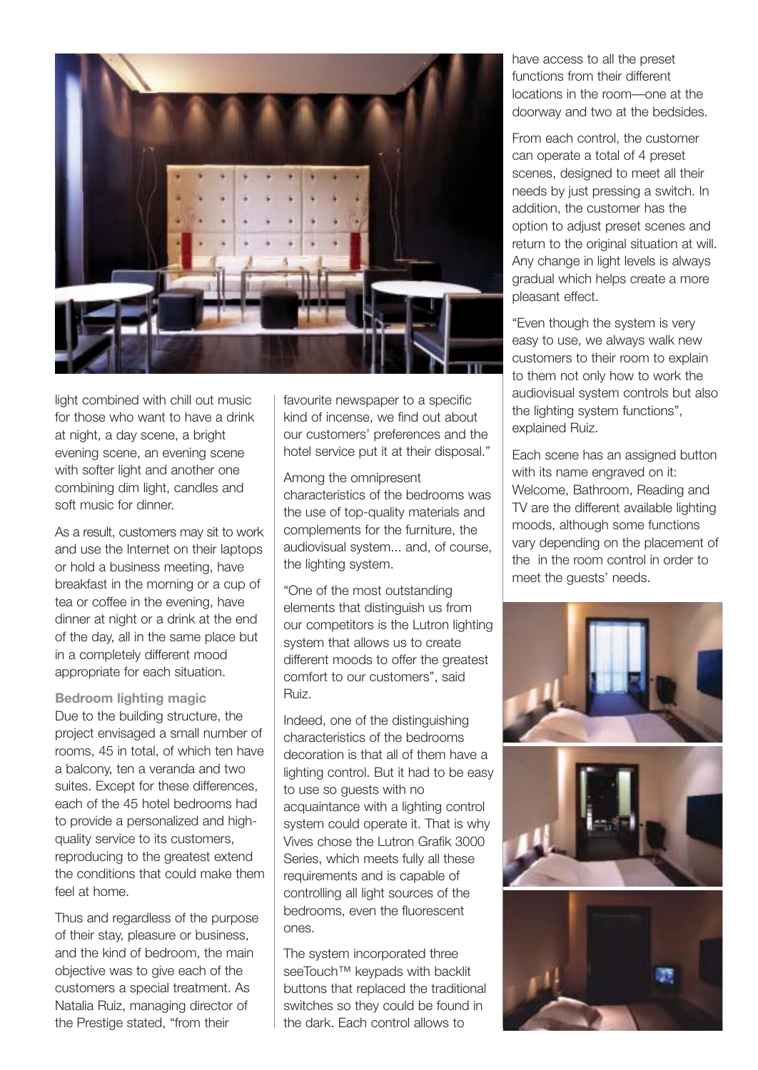light combined with chill out music for those who want to have a drink at night, a day scene, a bright evening scene, an evening scene with softer light and another one combining dim light, candles and soft music for dinner.

As a result, customers may sit to work and use the Internet on their laptops or hold a business meeting, have breakfast in the morning or a cup of tea or coffee in the evening, have dinner at night or a drink at the end of the day, all in the same place but in a completely different mood appropriate for each situation.

**Bedroom lighting magic**

Due to the building structure, the project envisaged a small number of rooms, 45 in total, of which ten have a balcony, ten a veranda and two suites. Except for these differences, each of the 45 hotel bedrooms had to provide a personalized and high-quality service to its customers, reproducing to the greatest extend the conditions that could make them feel at home.

Thus and regardless of the purpose of their stay, pleasure or business, and the kind of bedroom, the main objective was to give each of the customers a special treatment. As Natalia Ruiz, managing director of the Prestige stated, "from their favourite newspaper to a specific kind of incense, we find out about our customers' preferences and the hotel service put it at their disposal."

Among the omnipresent characteristics of the bedrooms was the use of top-quality materials and complements for the furniture, the audiovisual system... and, of course, the lighting system.

"One of the most outstanding elements that distinguish us from our competitors is the Lutron lighting system that allows us to create different moods to offer the greatest comfort to our customers", said Ruiz.

Indeed, one of the distinguishing characteristics of the bedrooms decoration is that all of them have a lighting control. But it had to be easy to use so guests with no acquaintance with a lighting control system could operate it. That is why Vives chose the Lutron Grafik 3000 Series, which meets fully all these requirements and is capable of controlling all light sources of the bedrooms, even the fluorescent ones.

The system incorporated three seeTouch™ keypads with backlit buttons that replaced the traditional switches so they could be found in the dark. Each control allows to have access to all the preset functions from their different locations in the room—one at the doorway and two at the bedsides.

From each control, the customer can operate a total of 4 preset scenes, designed to meet all their needs by just pressing a switch. In addition, the customer has the option to adjust preset scenes and return to the original situation at will. Any change in light levels is always gradual which helps create a more pleasant effect.

"Even though the system is very easy to use, we always walk new customers to their room to explain to them not only how to work the audiovisual system controls but also the lighting system functions", explained Ruiz.

Each scene has an assigned button with its name engraved on it: Welcome, Bathroom, Reading and TV are the different available lighting moods, although some functions vary depending on the placement of the  in the room control in order to meet the guests' needs.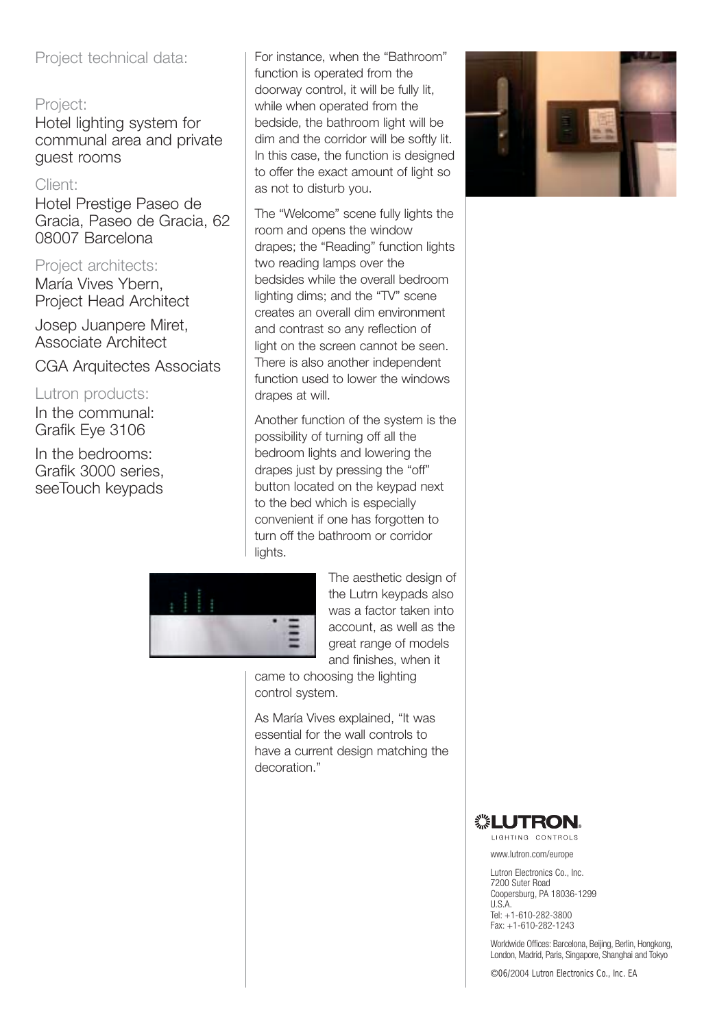Project technical data:

Project:
Hotel lighting system for communal area and private guest rooms

Client:
Hotel Prestige Paseo de Gracia, Paseo de Gracia, 62
08007 Barcelona

Project architects:
María Vives Ybern,
Project Head Architect

Josep Juanpere Miret,
Associate Architect

CGA Arquitectes Associats

Lutron products:
In the communal:
Grafik Eye 3106

In the bedrooms:
Grafik 3000 series,
seeTouch keypads

For instance, when the "Bathroom" function is operated from the doorway control, it will be fully lit, while when operated from the bedside, the bathroom light will be dim and the corridor will be softly lit. In this case, the function is designed to offer the exact amount of light so as not to disturb you.

The "Welcome" scene fully lights the room and opens the window drapes; the "Reading" function lights two reading lamps over the bedsides while the overall bedroom lighting dims; and the "TV" scene creates an overall dim environment and contrast so any reflection of light on the screen cannot be seen. There is also another independent function used to lower the windows drapes at will.

Another function of the system is the possibility of turning off all the bedroom lights and lowering the drapes just by pressing the "off" button located on the keypad next to the bed which is especially convenient if one has forgotten to turn off the bathroom or corridor lights.

The aesthetic design of the Lutrn keypads also was a factor taken into account, as well as the great range of models and finishes, when it came to choosing the lighting control system.

As María Vives explained, "It was essential for the wall controls to have a current design matching the decoration."

LUTRON
LIGHTING CONTROLS

www.lutron.com/europe

Lutron Electronics Co., Inc.
7200 Suter Road
Coopersburg, PA 18036-1299
U.S.A.
Tel: +1-610-282-3800
Fax: +1-610-282-1243

Worldwide Offices: Barcelona, Beijing, Berlin, Hongkong, London, Madrid, Paris, Singapore, Shanghai and Tokyo

©06/2004 Lutron Electronics Co., Inc. EA